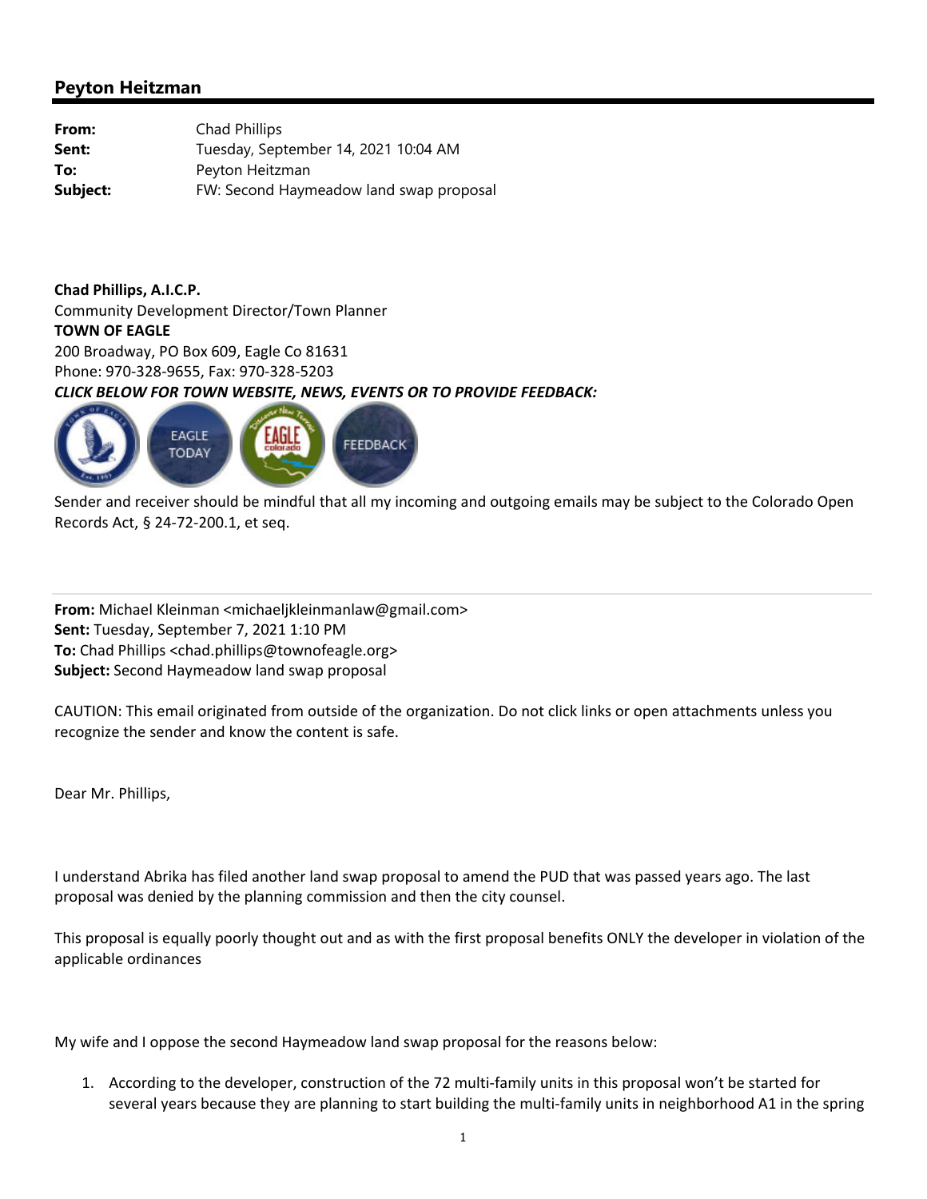# Peyton Heitzman

| | |
|---|---|
| **From:** | Chad Phillips |
| **Sent:** | Tuesday, September 14, 2021 10:04 AM |
| **To:** | Peyton Heitzman |
| **Subject:** | FW: Second Haymeadow land swap proposal |

**Chad Phillips, A.I.C.P.**
Community Development Director/Town Planner
**TOWN OF EAGLE**
200 Broadway, PO Box 609, Eagle Co 81631
Phone: 970-328-9655, Fax: 970-328-5203
***CLICK BELOW FOR TOWN WEBSITE, NEWS, EVENTS OR TO PROVIDE FEEDBACK:***

EAGLE TODAY | FEEDBACK

Sender and receiver should be mindful that all my incoming and outgoing emails may be subject to the Colorado Open Records Act, § 24-72-200.1, et seq.

**From:** Michael Kleinman <michaeljkleinmanlaw@gmail.com>
**Sent:** Tuesday, September 7, 2021 1:10 PM
**To:** Chad Phillips <chad.phillips@townofeagle.org>
**Subject:** Second Haymeadow land swap proposal

CAUTION: This email originated from outside of the organization. Do not click links or open attachments unless you recognize the sender and know the content is safe.

Dear Mr. Phillips,

I understand Abrika has filed another land swap proposal to amend the PUD that was passed years ago. The last proposal was denied by the planning commission and then the city counsel.

This proposal is equally poorly thought out and as with the first proposal benefits ONLY the developer in violation of the applicable ordinances

My wife and I oppose the second Haymeadow land swap proposal for the reasons below:

1. According to the developer, construction of the 72 multi-family units in this proposal won't be started for several years because they are planning to start building the multi-family units in neighborhood A1 in the spring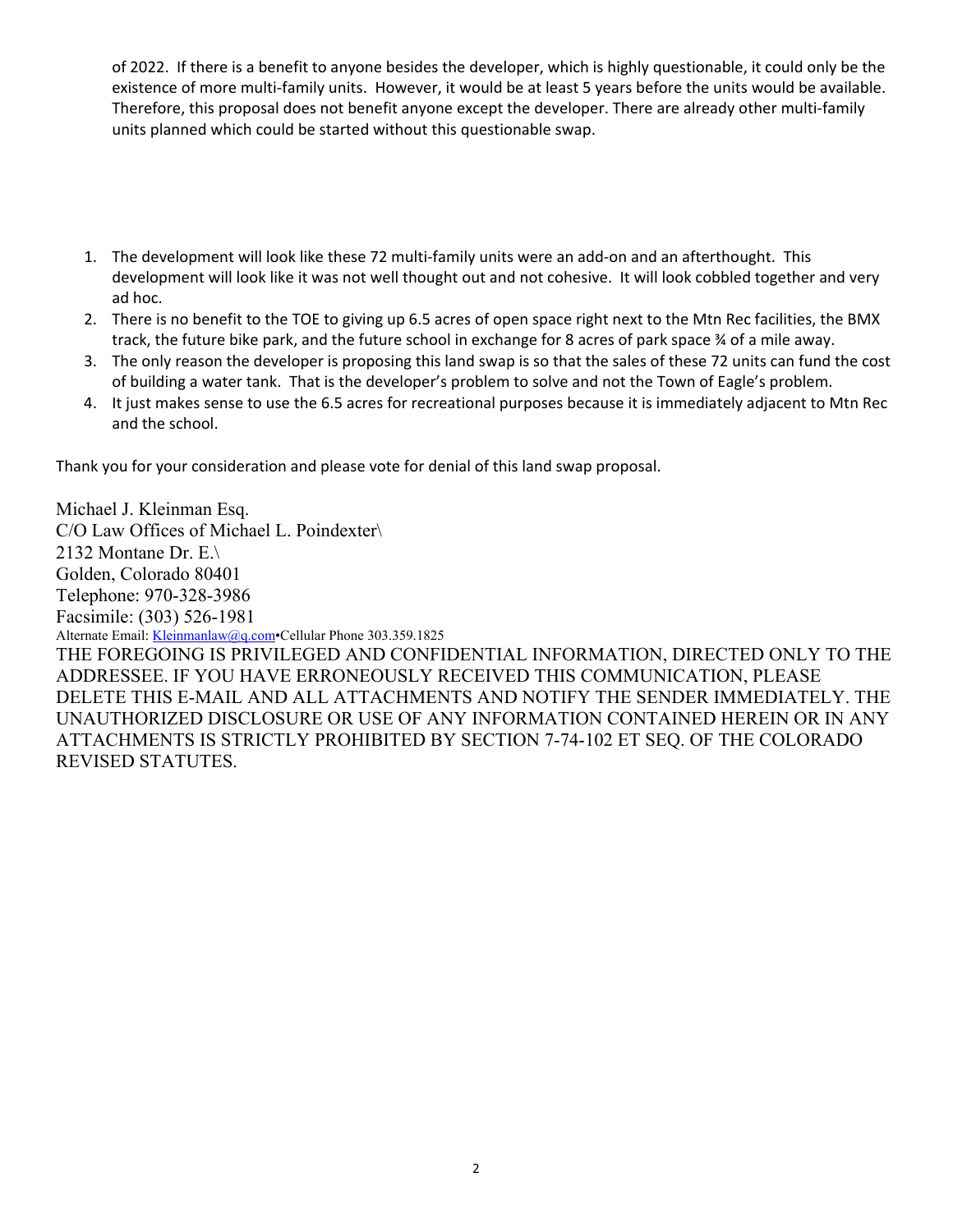of 2022. If there is a benefit to anyone besides the developer, which is highly questionable, it could only be the existence of more multi-family units. However, it would be at least 5 years before the units would be available. Therefore, this proposal does not benefit anyone except the developer. There are already other multi-family units planned which could be started without this questionable swap.

1. The development will look like these 72 multi-family units were an add-on and an afterthought. This development will look like it was not well thought out and not cohesive. It will look cobbled together and very ad hoc.
2. There is no benefit to the TOE to giving up 6.5 acres of open space right next to the Mtn Rec facilities, the BMX track, the future bike park, and the future school in exchange for 8 acres of park space ¾ of a mile away.
3. The only reason the developer is proposing this land swap is so that the sales of these 72 units can fund the cost of building a water tank. That is the developer's problem to solve and not the Town of Eagle's problem.
4. It just makes sense to use the 6.5 acres for recreational purposes because it is immediately adjacent to Mtn Rec and the school.

Thank you for your consideration and please vote for denial of this land swap proposal.

Michael J. Kleinman Esq.
C/O Law Offices of Michael L. Poindexter\
2132 Montane Dr. E.\
Golden, Colorado 80401
Telephone: 970-328-3986
Facsimile: (303) 526-1981
Alternate Email: Kleinmanlaw@q.com•Cellular Phone 303.359.1825

THE FOREGOING IS PRIVILEGED AND CONFIDENTIAL INFORMATION, DIRECTED ONLY TO THE ADDRESSEE. IF YOU HAVE ERRONEOUSLY RECEIVED THIS COMMUNICATION, PLEASE DELETE THIS E-MAIL AND ALL ATTACHMENTS AND NOTIFY THE SENDER IMMEDIATELY. THE UNAUTHORIZED DISCLOSURE OR USE OF ANY INFORMATION CONTAINED HEREIN OR IN ANY ATTACHMENTS IS STRICTLY PROHIBITED BY SECTION 7-74-102 ET SEQ. OF THE COLORADO REVISED STATUTES.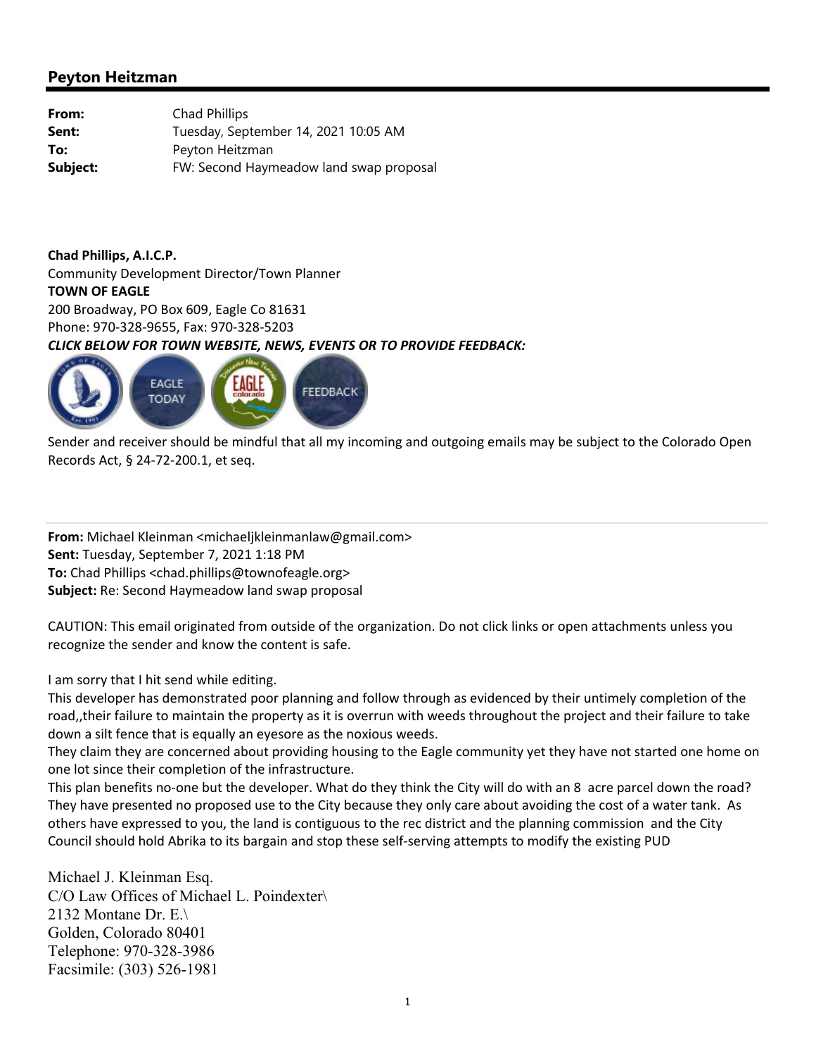## Peyton Heitzman

**From:** Chad Phillips
**Sent:** Tuesday, September 14, 2021 10:05 AM
**To:** Peyton Heitzman
**Subject:** FW: Second Haymeadow land swap proposal

**Chad Phillips, A.I.C.P.**
Community Development Director/Town Planner
**TOWN OF EAGLE**
200 Broadway, PO Box 609, Eagle Co 81631
Phone: 970-328-9655, Fax: 970-328-5203
***CLICK BELOW FOR TOWN WEBSITE, NEWS, EVENTS OR TO PROVIDE FEEDBACK:***

EAGLE TODAY | FEEDBACK

Sender and receiver should be mindful that all my incoming and outgoing emails may be subject to the Colorado Open Records Act, § 24-72-200.1, et seq.

**From:** Michael Kleinman <michaeljkleinmanlaw@gmail.com>
**Sent:** Tuesday, September 7, 2021 1:18 PM
**To:** Chad Phillips <chad.phillips@townofeagle.org>
**Subject:** Re: Second Haymeadow land swap proposal

CAUTION: This email originated from outside of the organization. Do not click links or open attachments unless you recognize the sender and know the content is safe.

I am sorry that I hit send while editing.
This developer has demonstrated poor planning and follow through as evidenced by their untimely completion of the road,,their failure to maintain the property as it is overrun with weeds throughout the project and their failure to take down a silt fence that is equally an eyesore as the noxious weeds.
They claim they are concerned about providing housing to the Eagle community yet they have not started one home on one lot since their completion of the infrastructure.
This plan benefits no-one but the developer. What do they think the City will do with an 8 acre parcel down the road? They have presented no proposed use to the City because they only care about avoiding the cost of a water tank. As others have expressed to you, the land is contiguous to the rec district and the planning commission and the City Council should hold Abrika to its bargain and stop these self-serving attempts to modify the existing PUD

Michael J. Kleinman Esq.
C/O Law Offices of Michael L. Poindexter\
2132 Montane Dr. E.\
Golden, Colorado 80401
Telephone: 970-328-3986
Facsimile: (303) 526-1981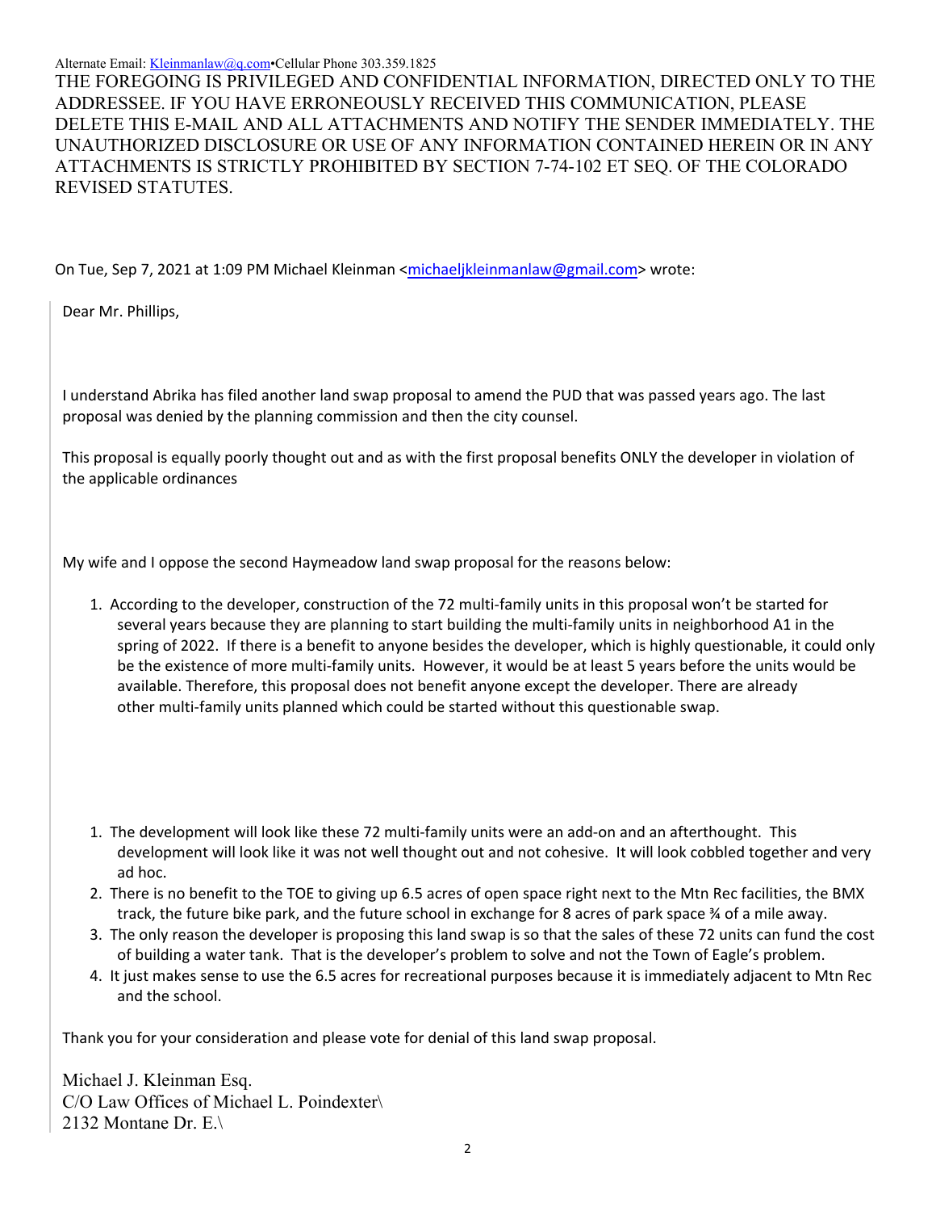Alternate Email: [Kleinmanlaw@q.com](mailto:Kleinmanlaw@q.com)•Cellular Phone 303.359.1825

THE FOREGOING IS PRIVILEGED AND CONFIDENTIAL INFORMATION, DIRECTED ONLY TO THE ADDRESSEE. IF YOU HAVE ERRONEOUSLY RECEIVED THIS COMMUNICATION, PLEASE DELETE THIS E-MAIL AND ALL ATTACHMENTS AND NOTIFY THE SENDER IMMEDIATELY. THE UNAUTHORIZED DISCLOSURE OR USE OF ANY INFORMATION CONTAINED HEREIN OR IN ANY ATTACHMENTS IS STRICTLY PROHIBITED BY SECTION 7-74-102 ET SEQ. OF THE COLORADO REVISED STATUTES.

On Tue, Sep 7, 2021 at 1:09 PM Michael Kleinman <[michaeljkleinmanlaw@gmail.com](mailto:michaeljkleinmanlaw@gmail.com)> wrote:

> Dear Mr. Phillips,
>
> I understand Abrika has filed another land swap proposal to amend the PUD that was passed years ago. The last proposal was denied by the planning commission and then the city counsel.
>
> This proposal is equally poorly thought out and as with the first proposal benefits ONLY the developer in violation of the applicable ordinances
>
> My wife and I oppose the second Haymeadow land swap proposal for the reasons below:
>
> 1. According to the developer, construction of the 72 multi-family units in this proposal won't be started for several years because they are planning to start building the multi-family units in neighborhood A1 in the spring of 2022. If there is a benefit to anyone besides the developer, which is highly questionable, it could only be the existence of more multi-family units. However, it would be at least 5 years before the units would be available. Therefore, this proposal does not benefit anyone except the developer. There are already other multi-family units planned which could be started without this questionable swap.
>
> 1. The development will look like these 72 multi-family units were an add-on and an afterthought. This development will look like it was not well thought out and not cohesive. It will look cobbled together and very ad hoc.
> 2. There is no benefit to the TOE to giving up 6.5 acres of open space right next to the Mtn Rec facilities, the BMX track, the future bike park, and the future school in exchange for 8 acres of park space ¾ of a mile away.
> 3. The only reason the developer is proposing this land swap is so that the sales of these 72 units can fund the cost of building a water tank. That is the developer's problem to solve and not the Town of Eagle's problem.
> 4. It just makes sense to use the 6.5 acres for recreational purposes because it is immediately adjacent to Mtn Rec and the school.
>
> Thank you for your consideration and please vote for denial of this land swap proposal.
>
> Michael J. Kleinman Esq.
> C/O Law Offices of Michael L. Poindexter\
> 2132 Montane Dr. E.\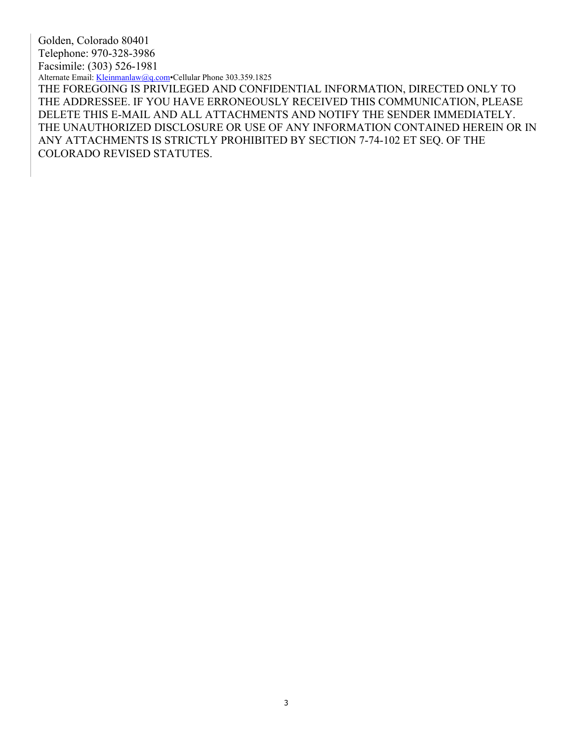Golden, Colorado 80401
Telephone: 970-328-3986
Facsimile: (303) 526-1981
Alternate Email: Kleinmanlaw@q.com•Cellular Phone 303.359.1825
THE FOREGOING IS PRIVILEGED AND CONFIDENTIAL INFORMATION, DIRECTED ONLY TO THE ADDRESSEE. IF YOU HAVE ERRONEOUSLY RECEIVED THIS COMMUNICATION, PLEASE DELETE THIS E-MAIL AND ALL ATTACHMENTS AND NOTIFY THE SENDER IMMEDIATELY. THE UNAUTHORIZED DISCLOSURE OR USE OF ANY INFORMATION CONTAINED HEREIN OR IN ANY ATTACHMENTS IS STRICTLY PROHIBITED BY SECTION 7-74-102 ET SEQ. OF THE COLORADO REVISED STATUTES.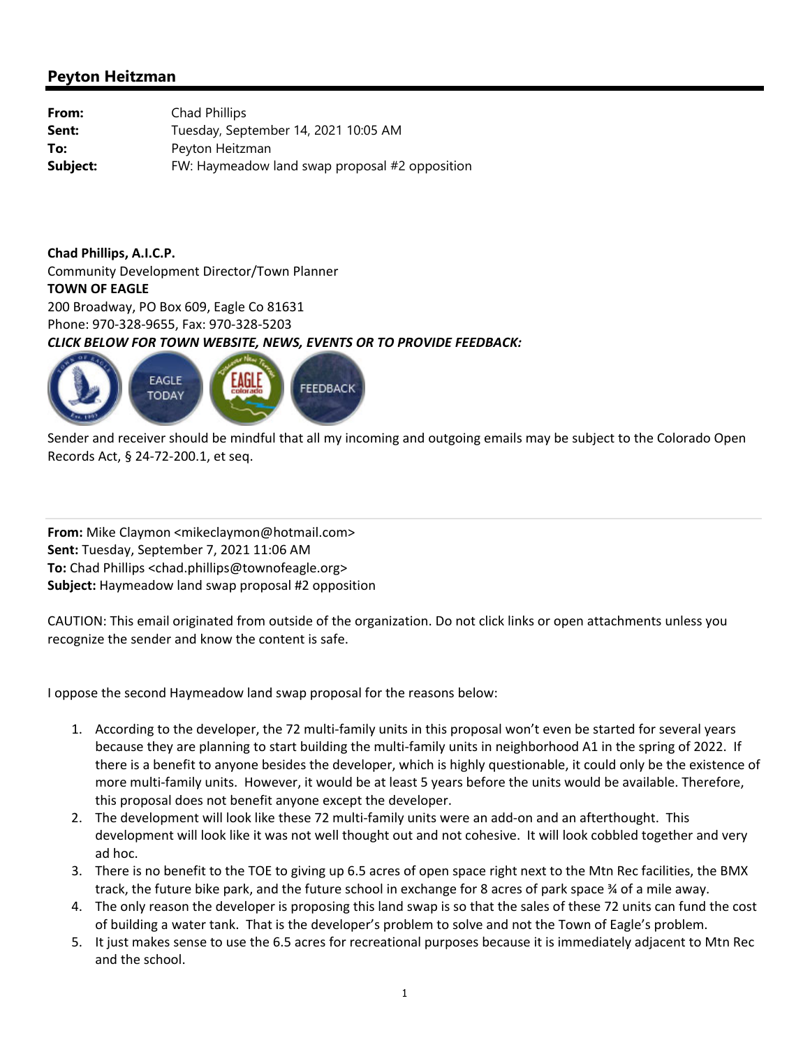## Peyton Heitzman

| | |
|---|---|
| **From:** | Chad Phillips |
| **Sent:** | Tuesday, September 14, 2021 10:05 AM |
| **To:** | Peyton Heitzman |
| **Subject:** | FW: Haymeadow land swap proposal #2 opposition |

**Chad Phillips, A.I.C.P.**
Community Development Director/Town Planner
**TOWN OF EAGLE**
200 Broadway, PO Box 609, Eagle Co 81631
Phone: 970-328-9655, Fax: 970-328-5203
***CLICK BELOW FOR TOWN WEBSITE, NEWS, EVENTS OR TO PROVIDE FEEDBACK:***

EAGLE TODAY FEEDBACK

Sender and receiver should be mindful that all my incoming and outgoing emails may be subject to the Colorado Open Records Act, § 24-72-200.1, et seq.

---

**From:** Mike Claymon <mikeclaymon@hotmail.com>
**Sent:** Tuesday, September 7, 2021 11:06 AM
**To:** Chad Phillips <chad.phillips@townofeagle.org>
**Subject:** Haymeadow land swap proposal #2 opposition

CAUTION: This email originated from outside of the organization. Do not click links or open attachments unless you recognize the sender and know the content is safe.

I oppose the second Haymeadow land swap proposal for the reasons below:

1. According to the developer, the 72 multi-family units in this proposal won't even be started for several years because they are planning to start building the multi-family units in neighborhood A1 in the spring of 2022. If there is a benefit to anyone besides the developer, which is highly questionable, it could only be the existence of more multi-family units. However, it would be at least 5 years before the units would be available. Therefore, this proposal does not benefit anyone except the developer.
2. The development will look like these 72 multi-family units were an add-on and an afterthought. This development will look like it was not well thought out and not cohesive. It will look cobbled together and very ad hoc.
3. There is no benefit to the TOE to giving up 6.5 acres of open space right next to the Mtn Rec facilities, the BMX track, the future bike park, and the future school in exchange for 8 acres of park space ¾ of a mile away.
4. The only reason the developer is proposing this land swap is so that the sales of these 72 units can fund the cost of building a water tank. That is the developer's problem to solve and not the Town of Eagle's problem.
5. It just makes sense to use the 6.5 acres for recreational purposes because it is immediately adjacent to Mtn Rec and the school.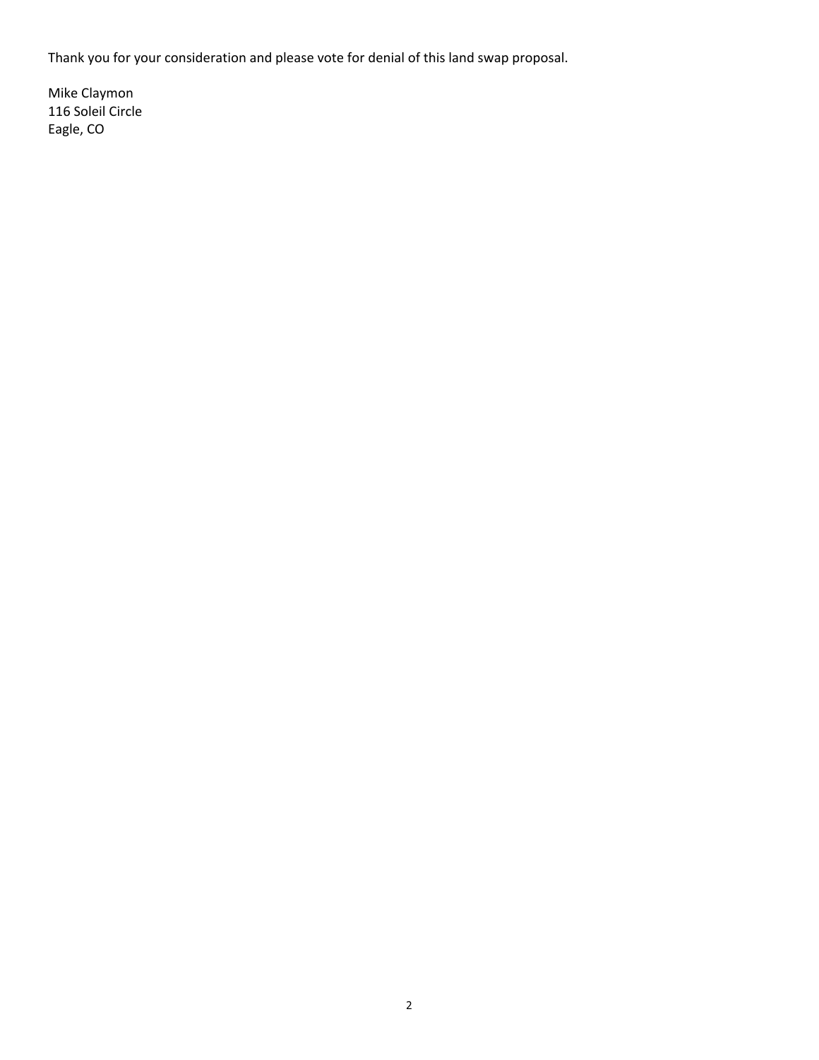Thank you for your consideration and please vote for denial of this land swap proposal.

Mike Claymon  
116 Soleil Circle  
Eagle, CO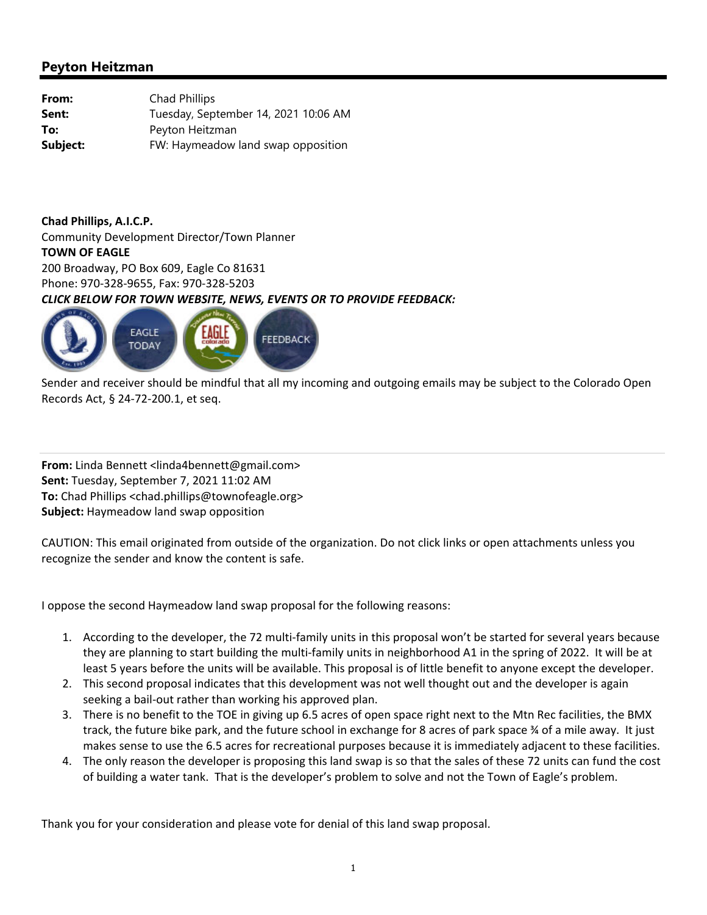## Peyton Heitzman

**From:** Chad Phillips
**Sent:** Tuesday, September 14, 2021 10:06 AM
**To:** Peyton Heitzman
**Subject:** FW: Haymeadow land swap opposition

**Chad Phillips, A.I.C.P.**
Community Development Director/Town Planner
**TOWN OF EAGLE**
200 Broadway, PO Box 609, Eagle Co 81631
Phone: 970-328-9655, Fax: 970-328-5203
***CLICK BELOW FOR TOWN WEBSITE, NEWS, EVENTS OR TO PROVIDE FEEDBACK:***

EAGLE TODAY FEEDBACK

Sender and receiver should be mindful that all my incoming and outgoing emails may be subject to the Colorado Open Records Act, § 24-72-200.1, et seq.

**From:** Linda Bennett <linda4bennett@gmail.com>
**Sent:** Tuesday, September 7, 2021 11:02 AM
**To:** Chad Phillips <chad.phillips@townofeagle.org>
**Subject:** Haymeadow land swap opposition

CAUTION: This email originated from outside of the organization. Do not click links or open attachments unless you recognize the sender and know the content is safe.

I oppose the second Haymeadow land swap proposal for the following reasons:

1. According to the developer, the 72 multi-family units in this proposal won't be started for several years because they are planning to start building the multi-family units in neighborhood A1 in the spring of 2022. It will be at least 5 years before the units will be available. This proposal is of little benefit to anyone except the developer.
2. This second proposal indicates that this development was not well thought out and the developer is again seeking a bail-out rather than working his approved plan.
3. There is no benefit to the TOE in giving up 6.5 acres of open space right next to the Mtn Rec facilities, the BMX track, the future bike park, and the future school in exchange for 8 acres of park space ¾ of a mile away. It just makes sense to use the 6.5 acres for recreational purposes because it is immediately adjacent to these facilities.
4. The only reason the developer is proposing this land swap is so that the sales of these 72 units can fund the cost of building a water tank. That is the developer's problem to solve and not the Town of Eagle's problem.

Thank you for your consideration and please vote for denial of this land swap proposal.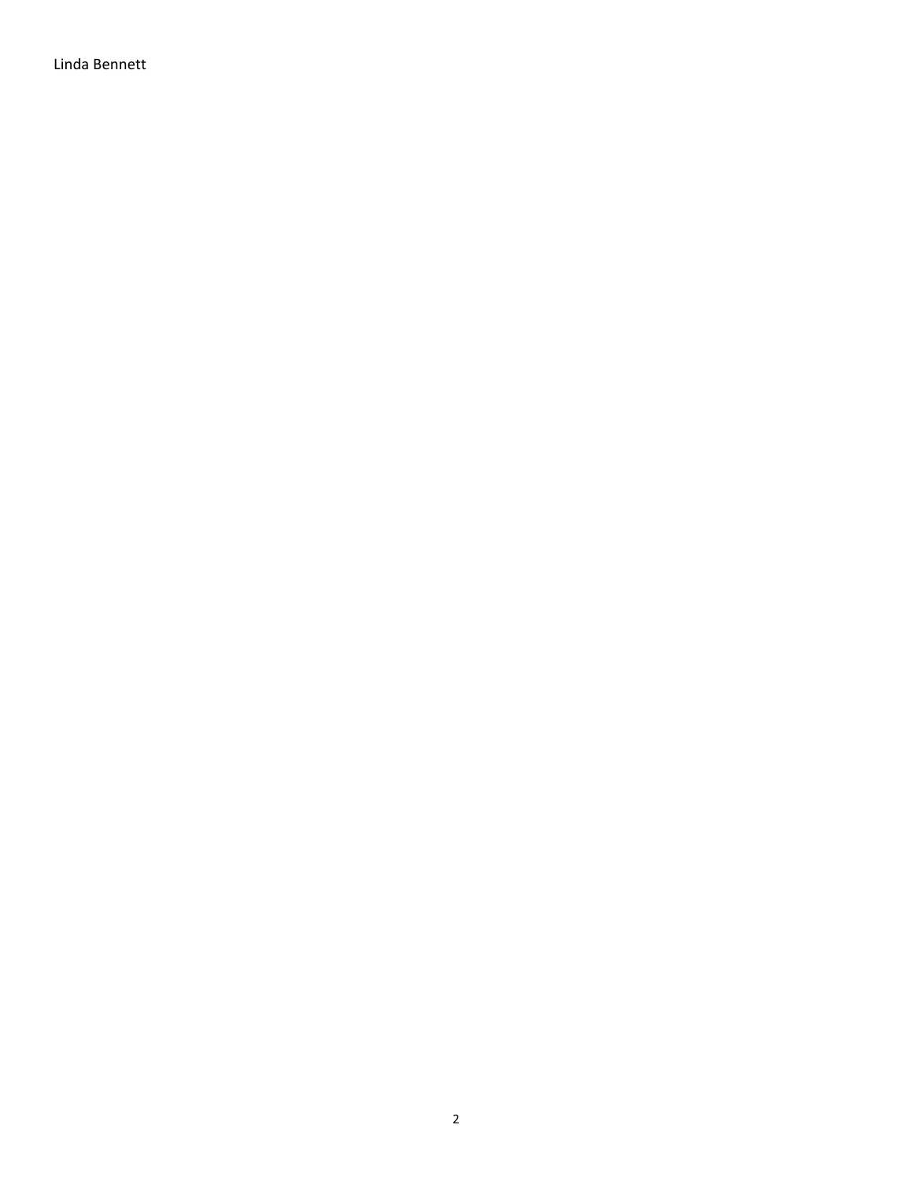Linda Bennett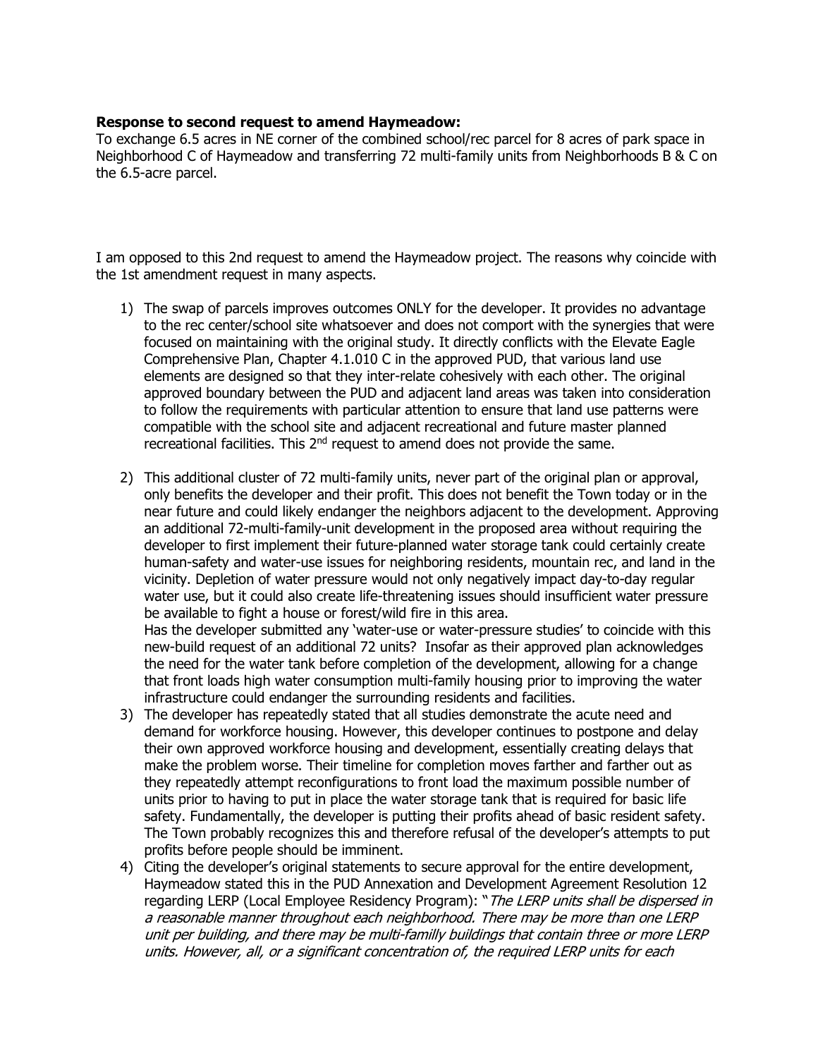**Response to second request to amend Haymeadow:**
To exchange 6.5 acres in NE corner of the combined school/rec parcel for 8 acres of park space in Neighborhood C of Haymeadow and transferring 72 multi-family units from Neighborhoods B & C on the 6.5-acre parcel.

I am opposed to this 2nd request to amend the Haymeadow project. The reasons why coincide with the 1st amendment request in many aspects.

1) The swap of parcels improves outcomes ONLY for the developer. It provides no advantage to the rec center/school site whatsoever and does not comport with the synergies that were focused on maintaining with the original study. It directly conflicts with the Elevate Eagle Comprehensive Plan, Chapter 4.1.010 C in the approved PUD, that various land use elements are designed so that they inter-relate cohesively with each other. The original approved boundary between the PUD and adjacent land areas was taken into consideration to follow the requirements with particular attention to ensure that land use patterns were compatible with the school site and adjacent recreational and future master planned recreational facilities. This 2nd request to amend does not provide the same.

2) This additional cluster of 72 multi-family units, never part of the original plan or approval, only benefits the developer and their profit. This does not benefit the Town today or in the near future and could likely endanger the neighbors adjacent to the development. Approving an additional 72-multi-family-unit development in the proposed area without requiring the developer to first implement their future-planned water storage tank could certainly create human-safety and water-use issues for neighboring residents, mountain rec, and land in the vicinity. Depletion of water pressure would not only negatively impact day-to-day regular water use, but it could also create life-threatening issues should insufficient water pressure be available to fight a house or forest/wild fire in this area.
Has the developer submitted any 'water-use or water-pressure studies' to coincide with this new-build request of an additional 72 units? Insofar as their approved plan acknowledges the need for the water tank before completion of the development, allowing for a change that front loads high water consumption multi-family housing prior to improving the water infrastructure could endanger the surrounding residents and facilities.

3) The developer has repeatedly stated that all studies demonstrate the acute need and demand for workforce housing. However, this developer continues to postpone and delay their own approved workforce housing and development, essentially creating delays that make the problem worse. Their timeline for completion moves farther and farther out as they repeatedly attempt reconfigurations to front load the maximum possible number of units prior to having to put in place the water storage tank that is required for basic life safety. Fundamentally, the developer is putting their profits ahead of basic resident safety. The Town probably recognizes this and therefore refusal of the developer's attempts to put profits before people should be imminent.

4) Citing the developer's original statements to secure approval for the entire development, Haymeadow stated this in the PUD Annexation and Development Agreement Resolution 12 regarding LERP (Local Employee Residency Program): "*The LERP units shall be dispersed in a reasonable manner throughout each neighborhood. There may be more than one LERP unit per building, and there may be multi-familly buildings that contain three or more LERP units. However, all, or a significant concentration of, the required LERP units for each*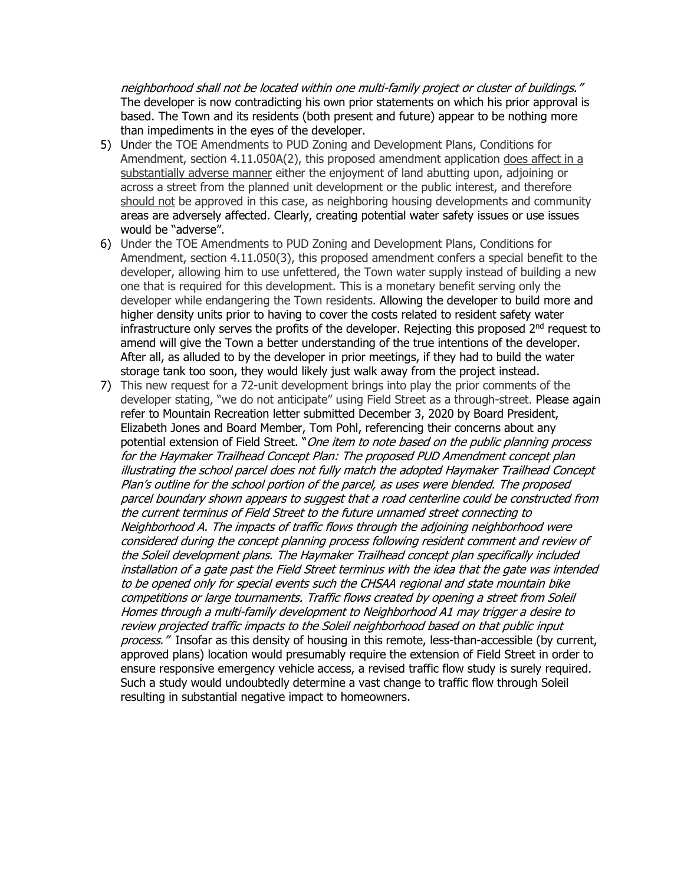*neighborhood shall not be located within one multi-family project or cluster of buildings."* The developer is now contradicting his own prior statements on which his prior approval is based. The Town and its residents (both present and future) appear to be nothing more than impediments in the eyes of the developer.

5) Under the TOE Amendments to PUD Zoning and Development Plans, Conditions for Amendment, section 4.11.050A(2), this proposed amendment application <u>does affect in a substantially adverse manner</u> either the enjoyment of land abutting upon, adjoining or across a street from the planned unit development or the public interest, and therefore <u>should not</u> be approved in this case, as neighboring housing developments and community areas are adversely affected. Clearly, creating potential water safety issues or use issues would be "adverse".
6) Under the TOE Amendments to PUD Zoning and Development Plans, Conditions for Amendment, section 4.11.050(3), this proposed amendment confers a special benefit to the developer, allowing him to use unfettered, the Town water supply instead of building a new one that is required for this development. This is a monetary benefit serving only the developer while endangering the Town residents. Allowing the developer to build more and higher density units prior to having to cover the costs related to resident safety water infrastructure only serves the profits of the developer. Rejecting this proposed 2nd request to amend will give the Town a better understanding of the true intentions of the developer. After all, as alluded to by the developer in prior meetings, if they had to build the water storage tank too soon, they would likely just walk away from the project instead.
7) This new request for a 72-unit development brings into play the prior comments of the developer stating, "we do not anticipate" using Field Street as a through-street. Please again refer to Mountain Recreation letter submitted December 3, 2020 by Board President, Elizabeth Jones and Board Member, Tom Pohl, referencing their concerns about any potential extension of Field Street. "*One item to note based on the public planning process for the Haymaker Trailhead Concept Plan: The proposed PUD Amendment concept plan illustrating the school parcel does not fully match the adopted Haymaker Trailhead Concept Plan's outline for the school portion of the parcel, as uses were blended. The proposed parcel boundary shown appears to suggest that a road centerline could be constructed from the current terminus of Field Street to the future unnamed street connecting to Neighborhood A. The impacts of traffic flows through the adjoining neighborhood were considered during the concept planning process following resident comment and review of the Soleil development plans. The Haymaker Trailhead concept plan specifically included installation of a gate past the Field Street terminus with the idea that the gate was intended to be opened only for special events such the CHSAA regional and state mountain bike competitions or large tournaments. Traffic flows created by opening a street from Soleil Homes through a multi-family development to Neighborhood A1 may trigger a desire to review projected traffic impacts to the Soleil neighborhood based on that public input process."* Insofar as this density of housing in this remote, less-than-accessible (by current, approved plans) location would presumably require the extension of Field Street in order to ensure responsive emergency vehicle access, a revised traffic flow study is surely required. Such a study would undoubtedly determine a vast change to traffic flow through Soleil resulting in substantial negative impact to homeowners.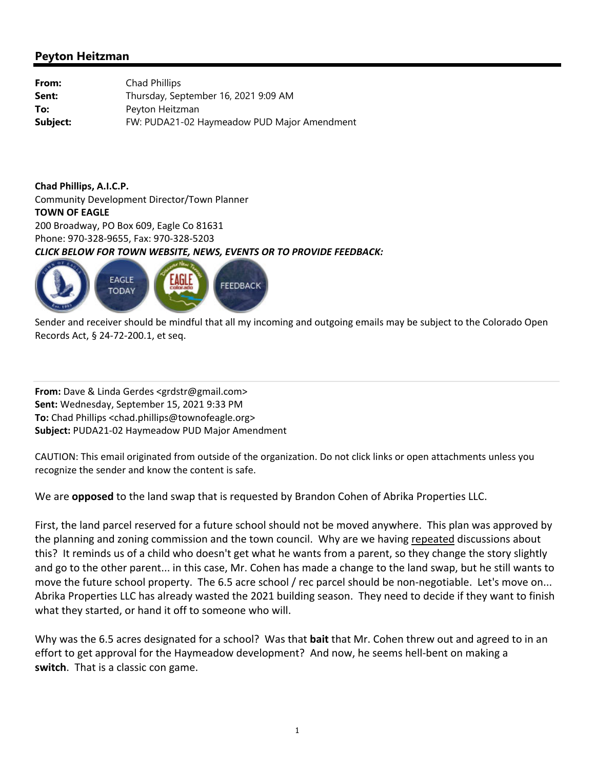## Peyton Heitzman

**From:** Chad Phillips
**Sent:** Thursday, September 16, 2021 9:09 AM
**To:** Peyton Heitzman
**Subject:** FW: PUDA21-02 Haymeadow PUD Major Amendment

**Chad Phillips, A.I.C.P.**
Community Development Director/Town Planner
**TOWN OF EAGLE**
200 Broadway, PO Box 609, Eagle Co 81631
Phone: 970-328-9655, Fax: 970-328-5203
***CLICK BELOW FOR TOWN WEBSITE, NEWS, EVENTS OR TO PROVIDE FEEDBACK:***

EAGLE TODAY | FEEDBACK

Sender and receiver should be mindful that all my incoming and outgoing emails may be subject to the Colorado Open Records Act, § 24-72-200.1, et seq.

---

**From:** Dave & Linda Gerdes <grdstr@gmail.com>
**Sent:** Wednesday, September 15, 2021 9:33 PM
**To:** Chad Phillips <chad.phillips@townofeagle.org>
**Subject:** PUDA21-02 Haymeadow PUD Major Amendment

CAUTION: This email originated from outside of the organization. Do not click links or open attachments unless you recognize the sender and know the content is safe.

We are **opposed** to the land swap that is requested by Brandon Cohen of Abrika Properties LLC.

First, the land parcel reserved for a future school should not be moved anywhere. This plan was approved by the planning and zoning commission and the town council. Why are we having repeated discussions about this? It reminds us of a child who doesn't get what he wants from a parent, so they change the story slightly and go to the other parent... in this case, Mr. Cohen has made a change to the land swap, but he still wants to move the future school property. The 6.5 acre school / rec parcel should be non-negotiable. Let's move on... Abrika Properties LLC has already wasted the 2021 building season. They need to decide if they want to finish what they started, or hand it off to someone who will.

Why was the 6.5 acres designated for a school? Was that **bait** that Mr. Cohen threw out and agreed to in an effort to get approval for the Haymeadow development? And now, he seems hell-bent on making a **switch**. That is a classic con game.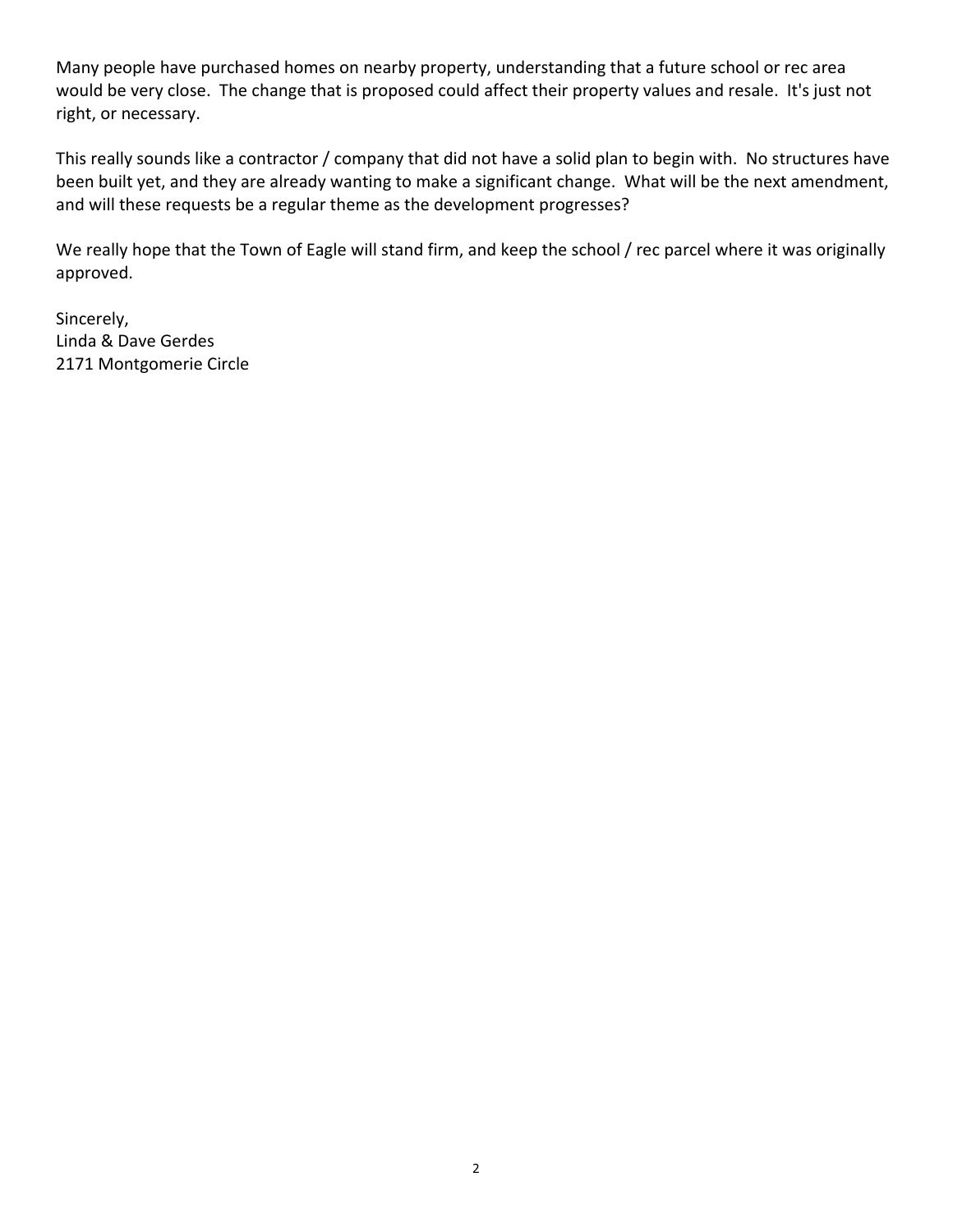Many people have purchased homes on nearby property, understanding that a future school or rec area would be very close. The change that is proposed could affect their property values and resale. It's just not right, or necessary.

This really sounds like a contractor / company that did not have a solid plan to begin with. No structures have been built yet, and they are already wanting to make a significant change. What will be the next amendment, and will these requests be a regular theme as the development progresses?

We really hope that the Town of Eagle will stand firm, and keep the school / rec parcel where it was originally approved.

Sincerely,
Linda & Dave Gerdes
2171 Montgomerie Circle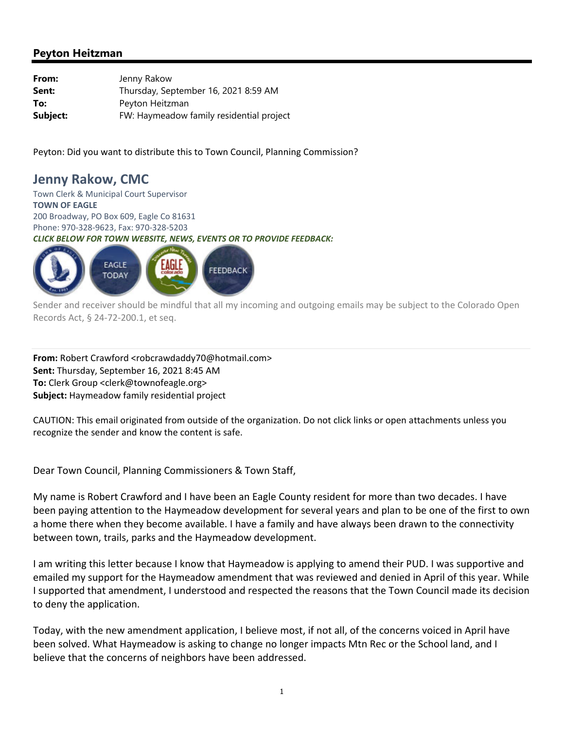## Peyton Heitzman

**From:** Jenny Rakow
**Sent:** Thursday, September 16, 2021 8:59 AM
**To:** Peyton Heitzman
**Subject:** FW: Haymeadow family residential project

Peyton: Did you want to distribute this to Town Council, Planning Commission?

**Jenny Rakow, CMC**
Town Clerk & Municipal Court Supervisor
**TOWN OF EAGLE**
200 Broadway, PO Box 609, Eagle Co 81631
Phone: 970-328-9623, Fax: 970-328-5203
***CLICK BELOW FOR TOWN WEBSITE, NEWS, EVENTS OR TO PROVIDE FEEDBACK:***

EAGLE TODAY FEEDBACK

Sender and receiver should be mindful that all my incoming and outgoing emails may be subject to the Colorado Open Records Act, § 24-72-200.1, et seq.

---

**From:** Robert Crawford <robcrawdaddy70@hotmail.com>
**Sent:** Thursday, September 16, 2021 8:45 AM
**To:** Clerk Group <clerk@townofeagle.org>
**Subject:** Haymeadow family residential project

CAUTION: This email originated from outside of the organization. Do not click links or open attachments unless you recognize the sender and know the content is safe.

Dear Town Council, Planning Commissioners & Town Staff,

My name is Robert Crawford and I have been an Eagle County resident for more than two decades. I have been paying attention to the Haymeadow development for several years and plan to be one of the first to own a home there when they become available. I have a family and have always been drawn to the connectivity between town, trails, parks and the Haymeadow development.

I am writing this letter because I know that Haymeadow is applying to amend their PUD. I was supportive and emailed my support for the Haymeadow amendment that was reviewed and denied in April of this year. While I supported that amendment, I understood and respected the reasons that the Town Council made its decision to deny the application.

Today, with the new amendment application, I believe most, if not all, of the concerns voiced in April have been solved. What Haymeadow is asking to change no longer impacts Mtn Rec or the School land, and I believe that the concerns of neighbors have been addressed.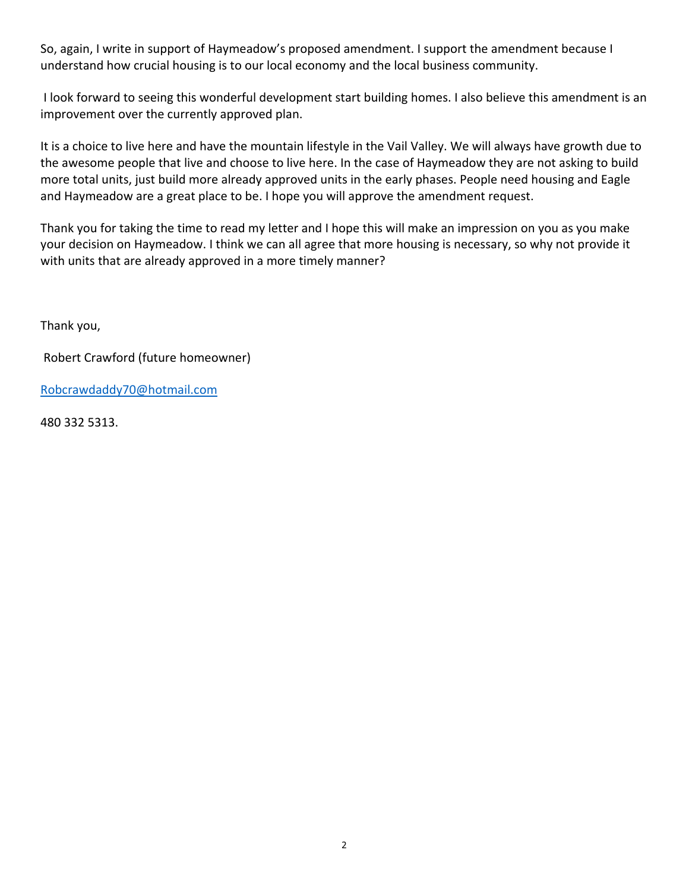So, again, I write in support of Haymeadow's proposed amendment. I support the amendment because I understand how crucial housing is to our local economy and the local business community.

I look forward to seeing this wonderful development start building homes. I also believe this amendment is an improvement over the currently approved plan.

It is a choice to live here and have the mountain lifestyle in the Vail Valley. We will always have growth due to the awesome people that live and choose to live here. In the case of Haymeadow they are not asking to build more total units, just build more already approved units in the early phases. People need housing and Eagle and Haymeadow are a great place to be. I hope you will approve the amendment request.

Thank you for taking the time to read my letter and I hope this will make an impression on you as you make your decision on Haymeadow. I think we can all agree that more housing is necessary, so why not provide it with units that are already approved in a more timely manner?

Thank you,

Robert Crawford (future homeowner)

Robcrawdaddy70@hotmail.com

480 332 5313.